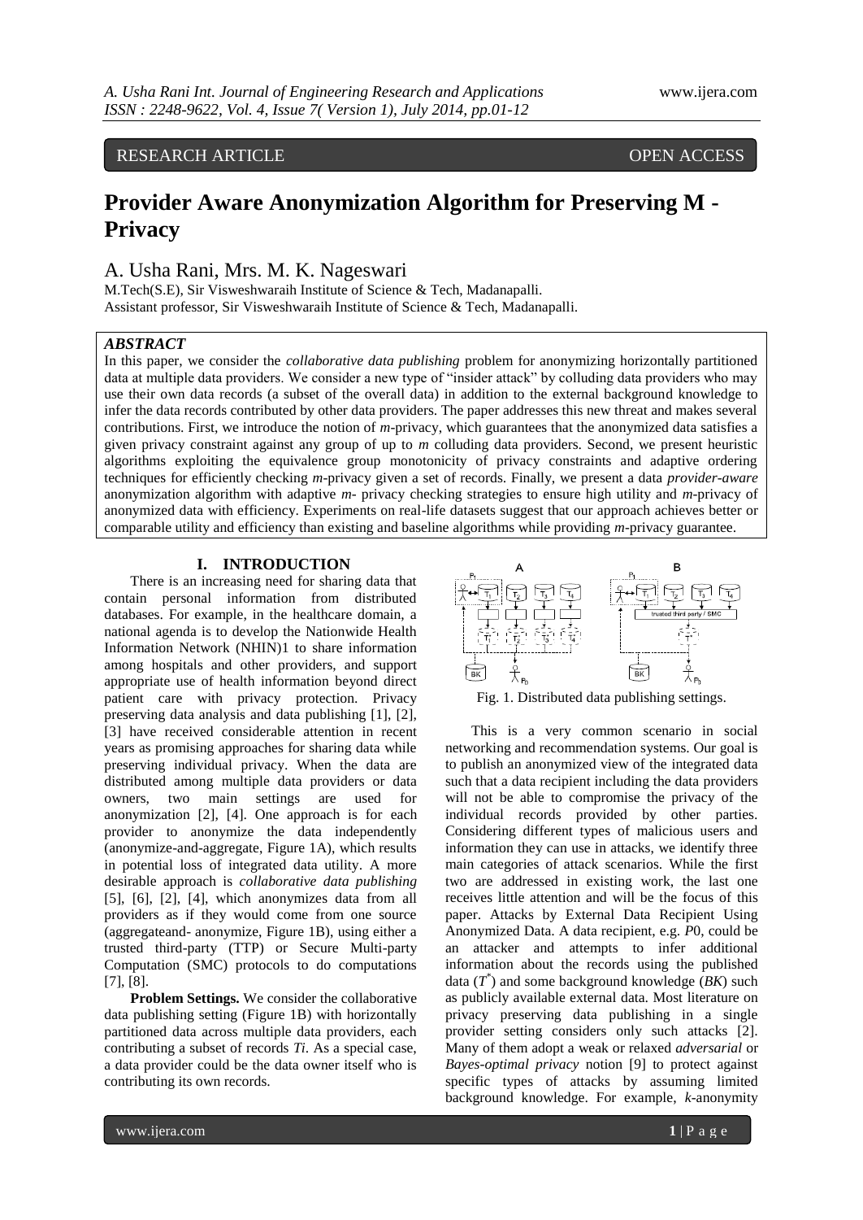RESEARCH ARTICLE OPEN ACCESS

# Provider Aware Anonymization Algorithm for Preserving M - Privacy

A. Usha Rani, Mrs. M. K. Nageswari

M.Tech(S.E), Sir Visweshwaraih Institute of Science & Tech, Madanapalli.
Assistant professor, Sir Visweshwaraih Institute of Science & Tech, Madanapalli.

## *ABSTRACT*

In this paper, we consider the *collaborative data publishing* problem for anonymizing horizontally partitioned data at multiple data providers. We consider a new type of "insider attack" by colluding data providers who may use their own data records (a subset of the overall data) in addition to the external background knowledge to infer the data records contributed by other data providers. The paper addresses this new threat and makes several contributions. First, we introduce the notion of *m*-privacy, which guarantees that the anonymized data satisfies a given privacy constraint against any group of up to *m* colluding data providers. Second, we present heuristic algorithms exploiting the equivalence group monotonicity of privacy constraints and adaptive ordering techniques for efficiently checking *m*-privacy given a set of records. Finally, we present a data *provider-aware* anonymization algorithm with adaptive *m*- privacy checking strategies to ensure high utility and *m*-privacy of anonymized data with efficiency. Experiments on real-life datasets suggest that our approach achieves better or comparable utility and efficiency than existing and baseline algorithms while providing *m*-privacy guarantee.

## I. INTRODUCTION

There is an increasing need for sharing data that contain personal information from distributed databases. For example, in the healthcare domain, a national agenda is to develop the Nationwide Health Information Network (NHIN)1 to share information among hospitals and other providers, and support appropriate use of health information beyond direct patient care with privacy protection. Privacy preserving data analysis and data publishing [1], [2], [3] have received considerable attention in recent years as promising approaches for sharing data while preserving individual privacy. When the data are distributed among multiple data providers or data owners, two main settings are used for anonymization [2], [4]. One approach is for each provider to anonymize the data independently (anonymize-and-aggregate, Figure 1A), which results in potential loss of integrated data utility. A more desirable approach is *collaborative data publishing* [5], [6], [2], [4], which anonymizes data from all providers as if they would come from one source (aggregateand- anonymize, Figure 1B), using either a trusted third-party (TTP) or Secure Multi-party Computation (SMC) protocols to do computations [7], [8].

**Problem Settings.** We consider the collaborative data publishing setting (Figure 1B) with horizontally partitioned data across multiple data providers, each contributing a subset of records *Ti*. As a special case, a data provider could be the data owner itself who is contributing its own records.

Fig. 1. Distributed data publishing settings.

This is a very common scenario in social networking and recommendation systems. Our goal is to publish an anonymized view of the integrated data such that a data recipient including the data providers will not be able to compromise the privacy of the individual records provided by other parties. Considering different types of malicious users and information they can use in attacks, we identify three main categories of attack scenarios. While the first two are addressed in existing work, the last one receives little attention and will be the focus of this paper. Attacks by External Data Recipient Using Anonymized Data. A data recipient, e.g. $P0$, could be an attacker and attempts to infer additional information about the records using the published data ($T^*$) and some background knowledge (*BK*) such as publicly available external data. Most literature on privacy preserving data publishing in a single provider setting considers only such attacks [2]. Many of them adopt a weak or relaxed *adversarial* or *Bayes-optimal privacy* notion [9] to protect against specific types of attacks by assuming limited background knowledge. For example, *k*-anonymity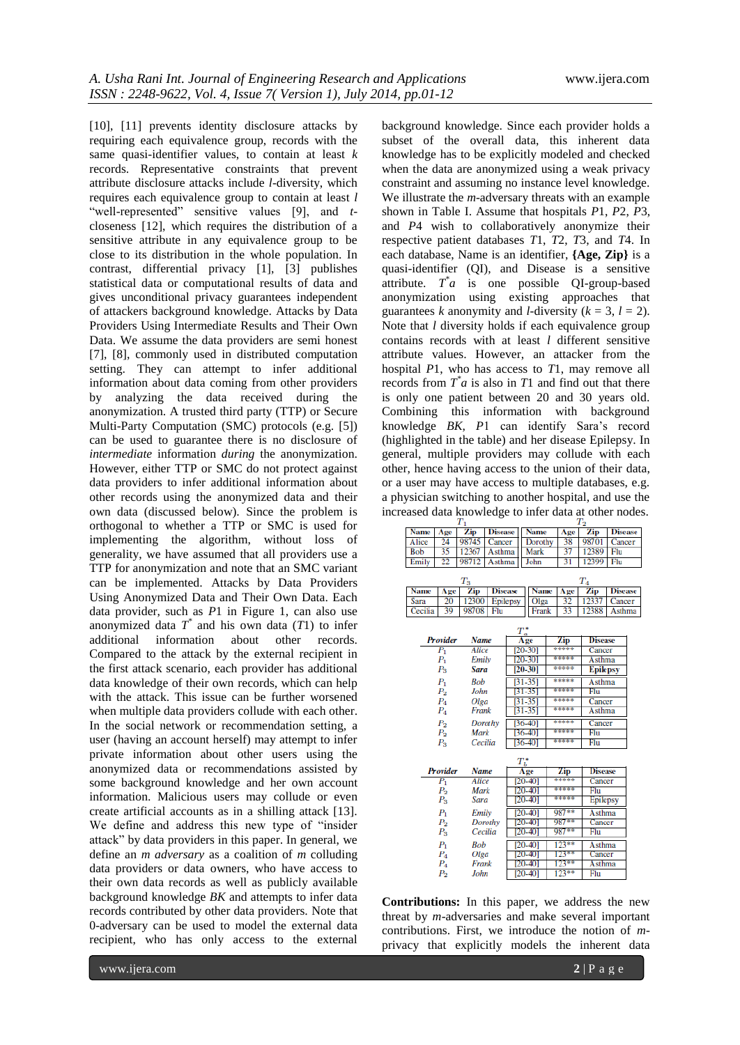[10], [11] prevents identity disclosure attacks by requiring each equivalence group, records with the same quasi-identifier values, to contain at least $k$ records. Representative constraints that prevent attribute disclosure attacks include $l$-diversity, which requires each equivalence group to contain at least $l$ "well-represented" sensitive values [9], and $t$-closeness [12], which requires the distribution of a sensitive attribute in any equivalence group to be close to its distribution in the whole population. In contrast, differential privacy [1], [3] publishes statistical data or computational results of data and gives unconditional privacy guarantees independent of attackers background knowledge. Attacks by Data Providers Using Intermediate Results and Their Own Data. We assume the data providers are semi honest [7], [8], commonly used in distributed computation setting. They can attempt to infer additional information about data coming from other providers by analyzing the data received during the anonymization. A trusted third party (TTP) or Secure Multi-Party Computation (SMC) protocols (e.g. [5]) can be used to guarantee there is no disclosure of *intermediate* information *during* the anonymization. However, either TTP or SMC do not protect against data providers to infer additional information about other records using the anonymized data and their own data (discussed below). Since the problem is orthogonal to whether a TTP or SMC is used for implementing the algorithm, without loss of generality, we have assumed that all providers use a TTP for anonymization and note that an SMC variant can be implemented. Attacks by Data Providers Using Anonymized Data and Their Own Data. Each data provider, such as $P1$ in Figure 1, can also use anonymized data $T^*$ and his own data ($T1$) to infer additional information about other records. Compared to the attack by the external recipient in the first attack scenario, each provider has additional data knowledge of their own records, which can help with the attack. This issue can be further worsened when multiple data providers collude with each other. In the social network or recommendation setting, a user (having an account herself) may attempt to infer private information about other users using the anonymized data or recommendations assisted by some background knowledge and her own account information. Malicious users may collude or even create artificial accounts as in a shilling attack [13]. We define and address this new type of "insider attack" by data providers in this paper. In general, we define an *m adversary* as a coalition of $m$ colluding data providers or data owners, who have access to their own data records as well as publicly available background knowledge *BK* and attempts to infer data records contributed by other data providers. Note that 0-adversary can be used to model the external data recipient, who has only access to the external background knowledge. Since each provider holds a subset of the overall data, this inherent data knowledge has to be explicitly modeled and checked when the data are anonymized using a weak privacy constraint and assuming no instance level knowledge. We illustrate the $m$-adversary threats with an example shown in Table I. Assume that hospitals $P1$, $P2$, $P3$, and $P4$ wish to collaboratively anonymize their respective patient databases $T1$, $T2$, $T3$, and $T4$. In each database, Name is an identifier, **{Age, Zip}** is a quasi-identifier (QI), and Disease is a sensitive attribute. $T^*a$ is one possible QI-group-based anonymization using existing approaches that guarantees $k$ anonymity and $l$-diversity ($k = 3$, $l = 2$). Note that $l$ diversity holds if each equivalence group contains records with at least $l$ different sensitive attribute values. However, an attacker from the hospital $P1$, who has access to $T1$, may remove all records from $T^*a$ is also in $T1$ and find out that there is only one patient between 20 and 30 years old. Combining this information with background knowledge *BK*, $P1$ can identify Sara's record (highlighted in the table) and her disease Epilepsy. In general, multiple providers may collude with each other, hence having access to the union of their data, or a user may have access to multiple databases, e.g. a physician switching to another hospital, and use the increased data knowledge to infer data at other nodes.

$T_1$

| Name | Age | Zip | Disease |
|---|---|---|---|
| Alice | 24 | 98745 | Cancer |
| Bob | 35 | 12367 | Asthma |
| Emily | 22 | 98712 | Asthma |

$T_2$

| Name | Age | Zip | Disease |
|---|---|---|---|
| Dorothy | 38 | 98701 | Cancer |
| Mark | 37 | 12389 | Flu |
| John | 31 | 12399 | Flu |

$T_3$

| Name | Age | Zip | Disease |
|---|---|---|---|
| Sara | 20 | 12300 | Epilepsy |
| Cecilia | 39 | 98708 | Flu |

$T_4$

| Name | Age | Zip | Disease |
|---|---|---|---|
| Olga | 32 | 12337 | Cancer |
| Frank | 33 | 12388 | Asthma |

$T_a^*$

| Provider | Name | Age | Zip | Disease |
|---|---|---|---|---|
| $P_1$ | Alice | [20-30] | ***** | Cancer |
| $P_1$ | Emily | [20-30] | ***** | Asthma |
| $P_3$ | **Sara** | **[20-30]** | ***** | **Epilepsy** |
| $P_1$ | Bob | [31-35] | ***** | Asthma |
| $P_2$ | John | [31-35] | ***** | Flu |
| $P_4$ | Olga | [31-35] | ***** | Cancer |
| $P_4$ | Frank | [31-35] | ***** | Asthma |
| $P_2$ | Dorothy | [36-40] | ***** | Cancer |
| $P_2$ | Mark | [36-40] | ***** | Flu |
| $P_3$ | Cecilia | [36-40] | ***** | Flu |

$T_b^*$

| Provider | Name | Age | Zip | Disease |
|---|---|---|---|---|
| $P_1$ | Alice | [20-40] | ***** | Cancer |
| $P_2$ | Mark | [20-40] | ***** | Flu |
| $P_3$ | Sara | [20-40] | ***** | Epilepsy |
| $P_1$ | Emily | [20-40] | 987** | Asthma |
| $P_2$ | Dorothy | [20-40] | 987** | Cancer |
| $P_3$ | Cecilia | [20-40] | 987** | Flu |
| $P_1$ | Bob | [20-40] | 123** | Asthma |
| $P_4$ | Olga | [20-40] | 123** | Cancer |
| $P_4$ | Frank | [20-40] | 123** | Asthma |
| $P_2$ | John | [20-40] | 123** | Flu |

**Contributions:** In this paper, we address the new threat by $m$-adversaries and make several important contributions. First, we introduce the notion of $m$-privacy that explicitly models the inherent data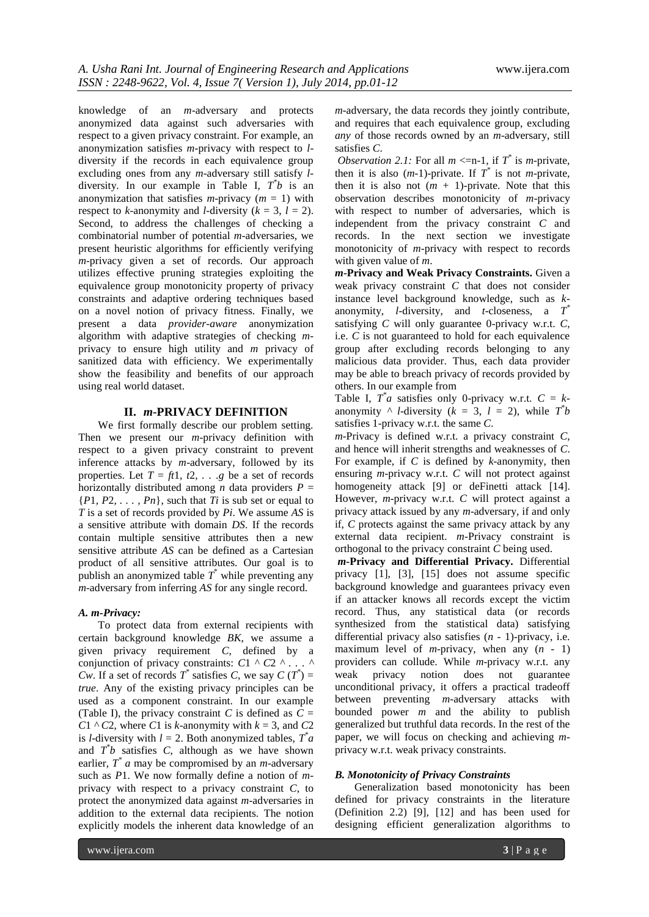knowledge of an *m*-adversary and protects anonymized data against such adversaries with respect to a given privacy constraint. For example, an anonymization satisfies *m*-privacy with respect to *l*-diversity if the records in each equivalence group excluding ones from any *m*-adversary still satisfy *l*-diversity. In our example in Table I, $T^*b$ is an anonymization that satisfies *m*-privacy ($m = 1$) with respect to *k*-anonymity and *l*-diversity ($k = 3$, $l = 2$). Second, to address the challenges of checking a combinatorial number of potential *m*-adversaries, we present heuristic algorithms for efficiently verifying *m*-privacy given a set of records. Our approach utilizes effective pruning strategies exploiting the equivalence group monotonicity property of privacy constraints and adaptive ordering techniques based on a novel notion of privacy fitness. Finally, we present a data *provider-aware* anonymization algorithm with adaptive strategies of checking *m*-privacy to ensure high utility and *m* privacy of sanitized data with efficiency. We experimentally show the feasibility and benefits of our approach using real world dataset.

## II. *m*-PRIVACY DEFINITION

We first formally describe our problem setting. Then we present our *m*-privacy definition with respect to a given privacy constraint to prevent inference attacks by *m*-adversary, followed by its properties. Let $T = ft1, t2, \ldots .g$ be a set of records horizontally distributed among *n* data providers $P = \{P1, P2, \ldots, Pn\}$, such that $Ti$ is sub set or equal to *T* is a set of records provided by $Pi$. We assume $AS$ is a sensitive attribute with domain $DS$. If the records contain multiple sensitive attributes then a new sensitive attribute $AS$ can be defined as a Cartesian product of all sensitive attributes. Our goal is to publish an anonymized table $T^*$ while preventing any *m*-adversary from inferring $AS$ for any single record.

### *A. m-Privacy:*

To protect data from external recipients with certain background knowledge *BK*, we assume a given privacy requirement *C*, defined by a conjunction of privacy constraints: $C1 \wedge C2 \wedge \ldots \wedge Cw$. If a set of records $T^*$ satisfies *C*, we say $C(T^*) = true$. Any of the existing privacy principles can be used as a component constraint. In our example (Table I), the privacy constraint *C* is defined as $C = C1 \wedge C2$, where $C1$ is *k*-anonymity with $k = 3$, and $C2$ is *l*-diversity with $l = 2$. Both anonymized tables, $T^*a$ and $T^*b$ satisfies *C*, although as we have shown earlier, $T^*a$ may be compromised by an *m*-adversary such as $P1$. We now formally define a notion of *m*-privacy with respect to a privacy constraint *C*, to protect the anonymized data against *m*-adversaries in addition to the external data recipients. The notion explicitly models the inherent data knowledge of an *m*-adversary, the data records they jointly contribute, and requires that each equivalence group, excluding *any* of those records owned by an *m*-adversary, still satisfies *C*.

*Observation 2.1:* For all $m <= n-1$, if $T^*$ is *m*-private, then it is also ($m$-1)-private. If $T^*$ is not *m*-private, then it is also not ($m + 1$)-private. Note that this observation describes monotonicity of *m*-privacy with respect to number of adversaries, which is independent from the privacy constraint *C* and records. In the next section we investigate monotonicity of *m*-privacy with respect to records with given value of *m*.

**m-Privacy and Weak Privacy Constraints.** Given a weak privacy constraint *C* that does not consider instance level background knowledge, such as *k*-anonymity, *l*-diversity, and *t*-closeness, a $T^*$ satisfying *C* will only guarantee 0-privacy w.r.t. *C*, i.e. *C* is not guaranteed to hold for each equivalence group after excluding records belonging to any malicious data provider. Thus, each data provider may be able to breach privacy of records provided by others. In our example from

Table I, $T^*a$ satisfies only 0-privacy w.r.t. $C = k$-anonymity $\wedge$ *l*-diversity ($k = 3$, $l = 2$), while $T^*b$ satisfies 1-privacy w.r.t. the same *C*.

*m*-Privacy is defined w.r.t. a privacy constraint *C*, and hence will inherit strengths and weaknesses of *C*. For example, if *C* is defined by *k*-anonymity, then ensuring *m*-privacy w.r.t. *C* will not protect against homogeneity attack [9] or deFinetti attack [14]. However, *m*-privacy w.r.t. *C* will protect against a privacy attack issued by any *m*-adversary, if and only if, *C* protects against the same privacy attack by any external data recipient. *m*-Privacy constraint is orthogonal to the privacy constraint *C* being used.

***m*-Privacy and Differential Privacy.** Differential privacy [1], [3], [15] does not assume specific background knowledge and guarantees privacy even if an attacker knows all records except the victim record. Thus, any statistical data (or records synthesized from the statistical data) satisfying differential privacy also satisfies ($n$ - 1)-privacy, i.e. maximum level of *m*-privacy, when any ($n$ - 1) providers can collude. While *m*-privacy w.r.t. any weak privacy notion does not guarantee unconditional privacy, it offers a practical tradeoff between preventing *m*-adversary attacks with bounded power *m* and the ability to publish generalized but truthful data records. In the rest of the paper, we will focus on checking and achieving *m*-privacy w.r.t. weak privacy constraints.

### *B. Monotonicity of Privacy Constraints*

Generalization based monotonicity has been defined for privacy constraints in the literature (Definition 2.2) [9], [12] and has been used for designing efficient generalization algorithms to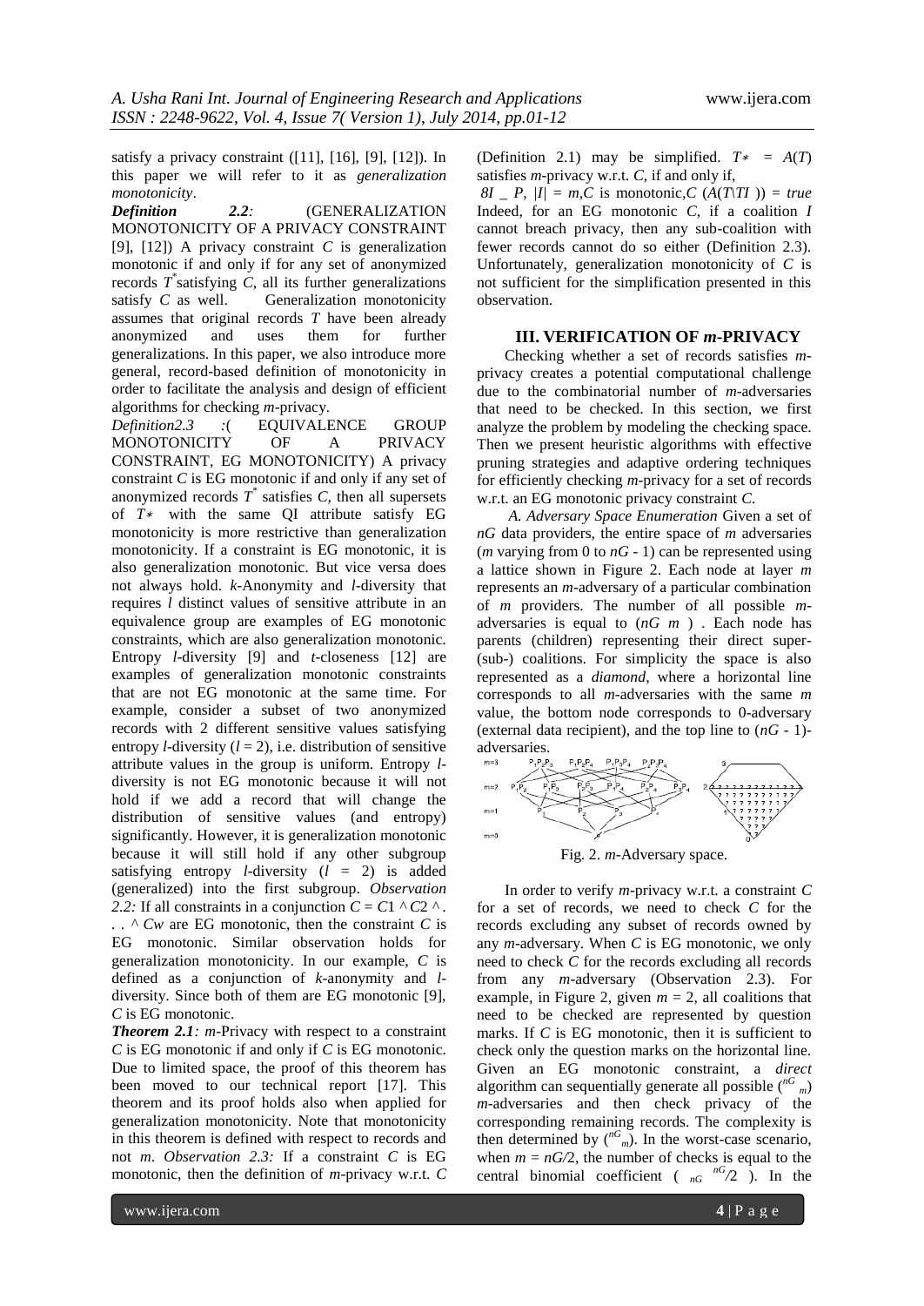satisfy a privacy constraint ([11], [16], [9], [12]). In this paper we will refer to it as *generalization monotonicity*.

***Definition 2.2:*** (GENERALIZATION MONOTONICITY OF A PRIVACY CONSTRAINT [9], [12]) A privacy constraint *C* is generalization monotonic if and only if for any set of anonymized records $T^*$ satisfying *C*, all its further generalizations satisfy *C* as well. Generalization monotonicity assumes that original records *T* have been already anonymized and uses them for further generalizations. In this paper, we also introduce more general, record-based definition of monotonicity in order to facilitate the analysis and design of efficient algorithms for checking *m*-privacy.

***Definition2.3*** :( EQUIVALENCE GROUP MONOTONICITY OF A PRIVACY CONSTRAINT, EG MONOTONICITY) A privacy constraint *C* is EG monotonic if and only if any set of anonymized records $T^*$ satisfies *C*, then all supersets of $T*$ with the same QI attribute satisfy EG monotonicity is more restrictive than generalization monotonicity. If a constraint is EG monotonic, it is also generalization monotonic. But vice versa does not always hold. *k*-Anonymity and *l*-diversity that requires *l* distinct values of sensitive attribute in an equivalence group are examples of EG monotonic constraints, which are also generalization monotonic. Entropy *l*-diversity [9] and *t*-closeness [12] are examples of generalization monotonic constraints that are not EG monotonic at the same time. For example, consider a subset of two anonymized records with 2 different sensitive values satisfying entropy *l*-diversity ($l = 2$), i.e. distribution of sensitive attribute values in the group is uniform. Entropy *l*-diversity is not EG monotonic because it will not hold if we add a record that will change the distribution of sensitive values (and entropy) significantly. However, it is generalization monotonic because it will still hold if any other subgroup satisfying entropy *l*-diversity ($l = 2$) is added (generalized) into the first subgroup. *Observation 2.2:* If all constraints in a conjunction $C = C1 \wedge C2 \wedge . . . \wedge Cw$ are EG monotonic, then the constraint *C* is EG monotonic. Similar observation holds for generalization monotonicity. In our example, *C* is defined as a conjunction of *k*-anonymity and *l*-diversity. Since both of them are EG monotonic [9], *C* is EG monotonic.

***Theorem 2.1****: m*-Privacy with respect to a constraint *C* is EG monotonic if and only if *C* is EG monotonic. Due to limited space, the proof of this theorem has been moved to our technical report [17]. This theorem and its proof holds also when applied for generalization monotonicity. Note that monotonicity in this theorem is defined with respect to records and not *m*. *Observation 2.3:* If a constraint *C* is EG monotonic, then the definition of *m*-privacy w.r.t. *C* (Definition 2.1) may be simplified. $T* = A(T)$ satisfies *m*-privacy w.r.t. *C*, if and only if,

*8I _ P*, $|I| = m$,*C* is monotonic,*C* ($A(T \backslash TI)$ ) = *true*

Indeed, for an EG monotonic *C*, if a coalition *I* cannot breach privacy, then any sub-coalition with fewer records cannot do so either (Definition 2.3). Unfortunately, generalization monotonicity of *C* is not sufficient for the simplification presented in this observation.

## III. VERIFICATION OF *m*-PRIVACY

Checking whether a set of records satisfies *m*-privacy creates a potential computational challenge due to the combinatorial number of *m*-adversaries that need to be checked. In this section, we first analyze the problem by modeling the checking space. Then we present heuristic algorithms with effective pruning strategies and adaptive ordering techniques for efficiently checking *m*-privacy for a set of records w.r.t. an EG monotonic privacy constraint *C*.

*A. Adversary Space Enumeration* Given a set of *nG* data providers, the entire space of *m* adversaries (*m* varying from 0 to *nG* - 1) can be represented using a lattice shown in Figure 2. Each node at layer *m* represents an *m*-adversary of a particular combination of *m* providers. The number of all possible *m*-adversaries is equal to ($nG$ $m$ ) . Each node has parents (children) representing their direct super- (sub-) coalitions. For simplicity the space is also represented as a *diamond*, where a horizontal line corresponds to all *m*-adversaries with the same *m* value, the bottom node corresponds to 0-adversary (external data recipient), and the top line to (*nG* - 1)-adversaries.

Fig. 2. *m*-Adversary space.

In order to verify *m*-privacy w.r.t. a constraint *C* for a set of records, we need to check *C* for the records excluding any subset of records owned by any *m*-adversary. When *C* is EG monotonic, we only need to check *C* for the records excluding all records from any *m*-adversary (Observation 2.3). For example, in Figure 2, given $m = 2$, all coalitions that need to be checked are represented by question marks. If *C* is EG monotonic, then it is sufficient to check only the question marks on the horizontal line. Given an EG monotonic constraint, a *direct* algorithm can sequentially generate all possible $\binom{nG}{m}$ *m*-adversaries and then check privacy of the corresponding remaining records. The complexity is then determined by $\binom{nG}{m}$. In the worst-case scenario, when $m = nG/2$, the number of checks is equal to the central binomial coefficient ( $\binom{nG}{nG/2}$ ). In the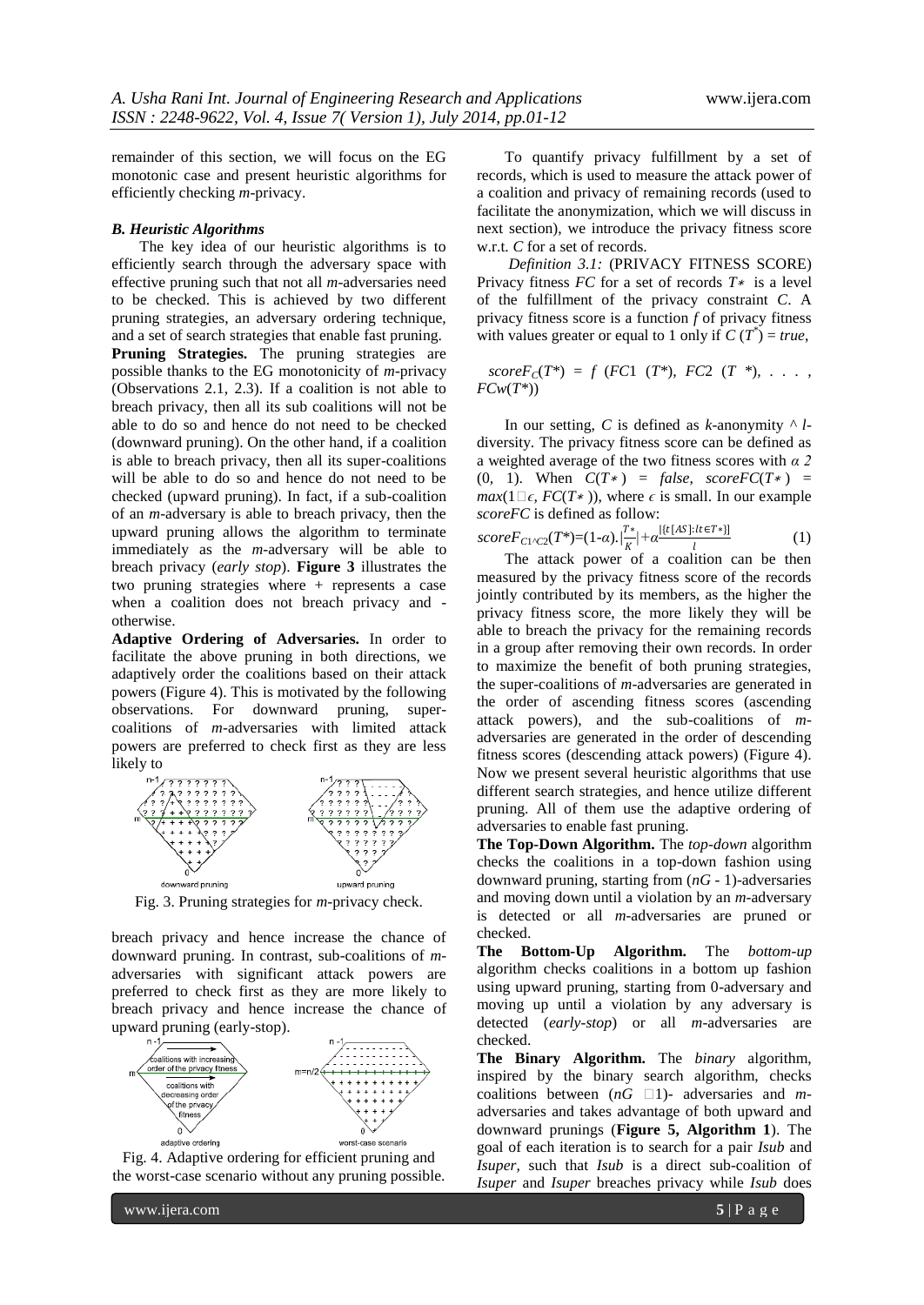remainder of this section, we will focus on the EG monotonic case and present heuristic algorithms for efficiently checking *m*-privacy.

### *B. Heuristic Algorithms*

The key idea of our heuristic algorithms is to efficiently search through the adversary space with effective pruning such that not all *m*-adversaries need to be checked. This is achieved by two different pruning strategies, an adversary ordering technique, and a set of search strategies that enable fast pruning.

**Pruning Strategies.** The pruning strategies are possible thanks to the EG monotonicity of *m*-privacy (Observations 2.1, 2.3). If a coalition is not able to breach privacy, then all its sub coalitions will not be able to do so and hence do not need to be checked (downward pruning). On the other hand, if a coalition is able to breach privacy, then all its super-coalitions will be able to do so and hence do not need to be checked (upward pruning). In fact, if a sub-coalition of an *m*-adversary is able to breach privacy, then the upward pruning allows the algorithm to terminate immediately as the *m*-adversary will be able to breach privacy (*early stop*). **Figure 3** illustrates the two pruning strategies where + represents a case when a coalition does not breach privacy and - otherwise.

**Adaptive Ordering of Adversaries.** In order to facilitate the above pruning in both directions, we adaptively order the coalitions based on their attack powers (Figure 4). This is motivated by the following observations. For downward pruning, super-coalitions of *m*-adversaries with limited attack powers are preferred to check first as they are less likely to

n-1
m
0
downward pruning

n-1
m
0
upward pruning

Fig. 3. Pruning strategies for *m*-privacy check.

breach privacy and hence increase the chance of downward pruning. In contrast, sub-coalitions of *m*-adversaries with significant attack powers are preferred to check first as they are more likely to breach privacy and hence increase the chance of upward pruning (early-stop).

n-1
m
coalitions with increasing order of the privacy fitness
coalitions with decreasing order of the privacy fitness
0
adaptive ordering

n-1
m=n/2
0
worst-case scenario

Fig. 4. Adaptive ordering for efficient pruning and the worst-case scenario without any pruning possible.

To quantify privacy fulfillment by a set of records, which is used to measure the attack power of a coalition and privacy of remaining records (used to facilitate the anonymization, which we will discuss in next section), we introduce the privacy fitness score w.r.t. *C* for a set of records.

*Definition 3.1:* (PRIVACY FITNESS SCORE) Privacy fitness *FC* for a set of records $T*$ is a level of the fulfillment of the privacy constraint *C*. A privacy fitness score is a function *f* of privacy fitness with values greater or equal to 1 only if $C(T^*) = true$,

$$scoreF_C(T^*) = f\ (FC1\ (T^*),\ FC2\ (T\ ^*),\ \ldots,\ FCw(T^*))$$

In our setting, *C* is defined as *k*-anonymity ∧ *l*-diversity. The privacy fitness score can be defined as a weighted average of the two fitness scores with $\alpha$ *2* (0, 1). When $C(T*) = false$, $scoreFC(T*) = max(1 \square \epsilon, FC(T*))$, where $\epsilon$ is small. In our example *scoreFC* is defined as follow:

$$scoreF_{C1 \wedge C2}(T^*) = (1-\alpha).|\frac{T*}{K}| + \alpha\frac{|\{t[AS]: lt \in T*\}|}{l} \qquad (1)$$

The attack power of a coalition can be then measured by the privacy fitness score of the records jointly contributed by its members, as the higher the privacy fitness score, the more likely they will be able to breach the privacy for the remaining records in a group after removing their own records. In order to maximize the benefit of both pruning strategies, the super-coalitions of *m*-adversaries are generated in the order of ascending fitness scores (ascending attack powers), and the sub-coalitions of *m*-adversaries are generated in the order of descending fitness scores (descending attack powers) (Figure 4). Now we present several heuristic algorithms that use different search strategies, and hence utilize different pruning. All of them use the adaptive ordering of adversaries to enable fast pruning.

**The Top-Down Algorithm.** The *top-down* algorithm checks the coalitions in a top-down fashion using downward pruning, starting from (*nG* - 1)-adversaries and moving down until a violation by an *m*-adversary is detected or all *m*-adversaries are pruned or checked.

**The Bottom-Up Algorithm.** The *bottom-up* algorithm checks coalitions in a bottom up fashion using upward pruning, starting from 0-adversary and moving up until a violation by any adversary is detected (*early-stop*) or all *m*-adversaries are checked.

**The Binary Algorithm.** The *binary* algorithm, inspired by the binary search algorithm, checks coalitions between (*nG* □1)- adversaries and *m*-adversaries and takes advantage of both upward and downward prunings (**Figure 5, Algorithm 1**). The goal of each iteration is to search for a pair *Isub* and *Isuper*, such that *Isub* is a direct sub-coalition of *Isuper* and *Isuper* breaches privacy while *Isub* does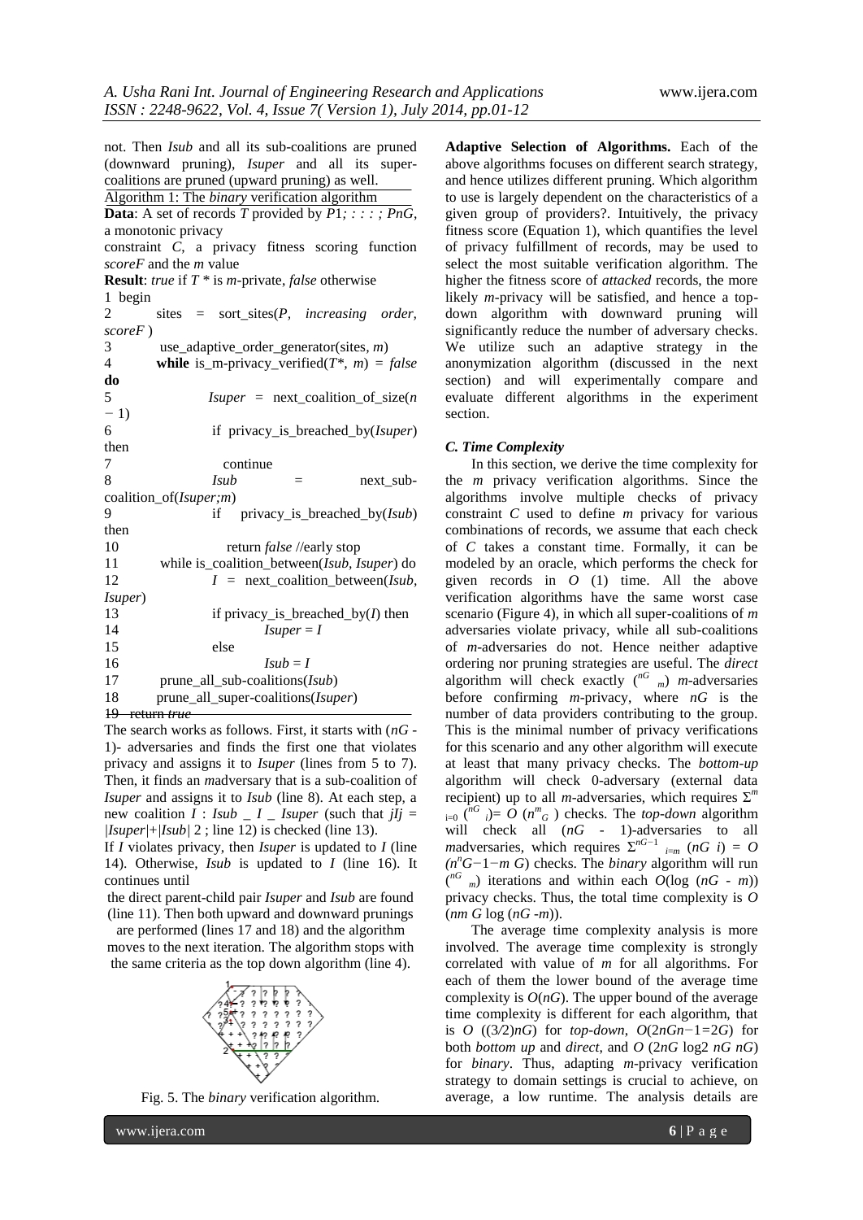not. Then *Isub* and all its sub-coalitions are pruned (downward pruning), *Isuper* and all its super-coalitions are pruned (upward pruning) as well.

Algorithm 1: The *binary* verification algorithm

**Data**: A set of records *T* provided by *P*1*; : : : ; PnG*, a monotonic privacy constraint *C*, a privacy fitness scoring function *scoreF* and the *m* value

**Result**: *true* if *T* \* is *m*-private, *false* otherwise

```
1  begin
2     sites = sort_sites(P, increasing order, scoreF )
3     use_adaptive_order_generator(sites, m)
4     while is_m-privacy_verified(T*, m) = false do
5         Isuper = next_coalition_of_size(n − 1)
6         if privacy_is_breached_by(Isuper) then
7             continue
8         Isub = next_sub-coalition_of(Isuper;m)
9         if privacy_is_breached_by(Isub) then
10            return false //early stop
11        while is_coalition_between(Isub, Isuper) do
12            I = next_coalition_between(Isub, Isuper)
13            if privacy_is_breached_by(I) then
14                Isuper = I
15            else
16                Isub = I
17        prune_all_sub-coalitions(Isub)
18        prune_all_super-coalitions(Isuper)
19  return true
```

The search works as follows. First, it starts with (*nG* - 1)- adversaries and finds the first one that violates privacy and assigns it to *Isuper* (lines from 5 to 7). Then, it finds an *m*adversary that is a sub-coalition of *Isuper* and assigns it to *Isub* (line 8). At each step, a new coalition *I* : *Isub* _ *I* _ *Isuper* (such that *jIj* = |*Isuper*|+|*Isub*| 2 ; line 12) is checked (line 13).

If *I* violates privacy, then *Isuper* is updated to *I* (line 14). Otherwise, *Isub* is updated to *I* (line 16). It continues until the direct parent-child pair *Isuper* and *Isub* are found (line 11). Then both upward and downward prunings are performed (lines 17 and 18) and the algorithm moves to the next iteration. The algorithm stops with the same criteria as the top down algorithm (line 4).

Fig. 5. The *binary* verification algorithm.

**Adaptive Selection of Algorithms.** Each of the above algorithms focuses on different search strategy, and hence utilizes different pruning. Which algorithm to use is largely dependent on the characteristics of a given group of providers?. Intuitively, the privacy fitness score (Equation 1), which quantifies the level of privacy fulfillment of records, may be used to select the most suitable verification algorithm. The higher the fitness score of *attacked* records, the more likely *m*-privacy will be satisfied, and hence a top-down algorithm with downward pruning will significantly reduce the number of adversary checks. We utilize such an adaptive strategy in the anonymization algorithm (discussed in the next section) and will experimentally compare and evaluate different algorithms in the experiment section.

### *C. Time Complexity*

In this section, we derive the time complexity for the *m* privacy verification algorithms. Since the algorithms involve multiple checks of privacy constraint *C* used to define *m* privacy for various combinations of records, we assume that each check of *C* takes a constant time. Formally, it can be modeled by an oracle, which performs the check for given records in $O(1)$ time. All the above verification algorithms have the same worst case scenario (Figure 4), in which all super-coalitions of *m* adversaries violate privacy, while all sub-coalitions of *m*-adversaries do not. Hence neither adaptive ordering nor pruning strategies are useful. The *direct* algorithm will check exactly $\binom{nG}{m}$ *m*-adversaries before confirming *m*-privacy, where *nG* is the number of data providers contributing to the group. This is the minimal number of privacy verifications for this scenario and any other algorithm will execute at least that many privacy checks. The *bottom-up* algorithm will check 0-adversary (external data recipient) up to all *m*-adversaries, which requires $\Sigma^{m}_{i=0} \binom{nG}{i} = O(n^{m}_{G})$ checks. The *top-down* algorithm will check all (*nG* - 1)-adversaries to all *m*adversaries, which requires $\Sigma^{nG-1}_{i=m} (nG\ i) = O(n^{n}G-1-m\ G)$ checks. The *binary* algorithm will run $\binom{nG}{m}$ iterations and within each $O(\log (nG - m))$ privacy checks. Thus, the total time complexity is $O(nm\ G \log (nG - m))$.

The average time complexity analysis is more involved. The average time complexity is strongly correlated with value of *m* for all algorithms. For each of them the lower bound of the average time complexity is $O(nG)$. The upper bound of the average time complexity is different for each algorithm, that is $O((3/2)nG)$ for *top-down*, $O(2nGn-1=2G)$ for both *bottom up* and *direct*, and $O(2nG \log 2\ nG\ nG)$ for *binary*. Thus, adapting *m*-privacy verification strategy to domain settings is crucial to achieve, on average, a low runtime. The analysis details are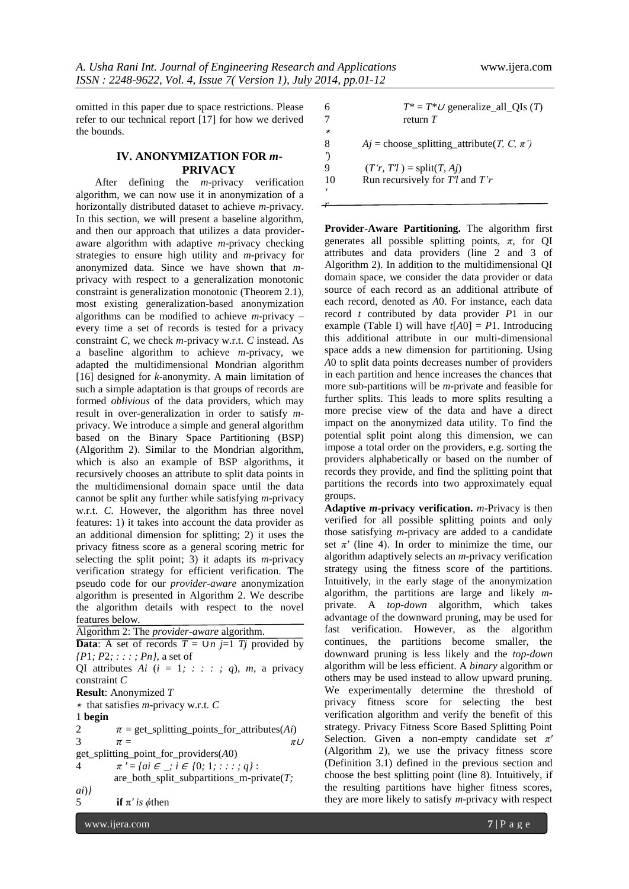omitted in this paper due to space restrictions. Please refer to our technical report [17] for how we derived the bounds.

## IV. ANONYMIZATION FOR *m*-PRIVACY

After defining the *m*-privacy verification algorithm, we can now use it in anonymization of a horizontally distributed dataset to achieve *m*-privacy. In this section, we will present a baseline algorithm, and then our approach that utilizes a data provider-aware algorithm with adaptive *m*-privacy checking strategies to ensure high utility and *m*-privacy for anonymized data. Since we have shown that *m*-privacy with respect to a generalization monotonic constraint is generalization monotonic (Theorem 2.1), most existing generalization-based anonymization algorithms can be modified to achieve *m*-privacy – every time a set of records is tested for a privacy constraint *C*, we check *m*-privacy w.r.t. *C* instead. As a baseline algorithm to achieve *m*-privacy, we adapted the multidimensional Mondrian algorithm [16] designed for *k*-anonymity. A main limitation of such a simple adaptation is that groups of records are formed *oblivious* of the data providers, which may result in over-generalization in order to satisfy *m*-privacy. We introduce a simple and general algorithm based on the Binary Space Partitioning (BSP) (Algorithm 2). Similar to the Mondrian algorithm, which is also an example of BSP algorithms, it recursively chooses an attribute to split data points in the multidimensional domain space until the data cannot be split any further while satisfying *m*-privacy w.r.t. *C*. However, the algorithm has three novel features: 1) it takes into account the data provider as an additional dimension for splitting; 2) it uses the privacy fitness score as a general scoring metric for selecting the split point; 3) it adapts its *m*-privacy verification strategy for efficient verification. The pseudo code for our *provider-aware* anonymization algorithm is presented in Algorithm 2. We describe the algorithm details with respect to the novel features below.

Algorithm 2: The *provider-aware* algorithm.

**Data**: A set of records $T = \cup_{j=1}^{n} T_j$ provided by $\{P_1; P_2; : : : ; P_n\}$, a set of QI attributes $A_i$ ($i = 1; : : : ; q$), $m$, a privacy constraint $C$

**Result**: Anonymized $T^*$ that satisfies *m*-privacy w.r.t. $C$

```
1  begin
2      π = get_splitting_points_for_attributes(Ai)
3      π = π ∪ get_splitting_point_for_providers(A0)
4      π′ = {ai ∈ _; i ∈ {0; 1; : : : ; q} : are_both_split_subpartitions_m-private(T; ai)}
5      if π′ is ϕ then
6          T* = T* ∪ generalize_all_QIs (T)
7          return T*
8      Aj = choose_splitting_attribute(T, C, π′)
9      (T′r, T′l) = split(T, Aj)
10     Run recursively for T′l and T′r
```

**Provider-Aware Partitioning.** The algorithm first generates all possible splitting points, $\pi$, for QI attributes and data providers (line 2 and 3 of Algorithm 2). In addition to the multidimensional QI domain space, we consider the data provider or data source of each record as an additional attribute of each record, denoted as $A_0$. For instance, each data record $t$ contributed by data provider $P_1$ in our example (Table I) will have $t[A_0] = P_1$. Introducing this additional attribute in our multi-dimensional space adds a new dimension for partitioning. Using $A_0$ to split data points decreases number of providers in each partition and hence increases the chances that more sub-partitions will be *m*-private and feasible for further splits. This leads to more splits resulting a more precise view of the data and have a direct impact on the anonymized data utility. To find the potential split point along this dimension, we can impose a total order on the providers, e.g. sorting the providers alphabetically or based on the number of records they provide, and find the splitting point that partitions the records into two approximately equal groups.

**Adaptive *m*-privacy verification.** *m*-Privacy is then verified for all possible splitting points and only those satisfying *m*-privacy are added to a candidate set $\pi'$ (line 4). In order to minimize the time, our algorithm adaptively selects an *m*-privacy verification strategy using the fitness score of the partitions. Intuitively, in the early stage of the anonymization algorithm, the partitions are large and likely *m*-private. A *top-down* algorithm, which takes advantage of the downward pruning, may be used for fast verification. However, as the algorithm continues, the partitions become smaller, the downward pruning is less likely and the *top-down* algorithm will be less efficient. A *binary* algorithm or others may be used instead to allow upward pruning. We experimentally determine the threshold of privacy fitness score for selecting the best verification algorithm and verify the benefit of this strategy. Privacy Fitness Score Based Splitting Point Selection. Given a non-empty candidate set $\pi'$ (Algorithm 2), we use the privacy fitness score (Definition 3.1) defined in the previous section and choose the best splitting point (line 8). Intuitively, if the resulting partitions have higher fitness scores, they are more likely to satisfy *m*-privacy with respect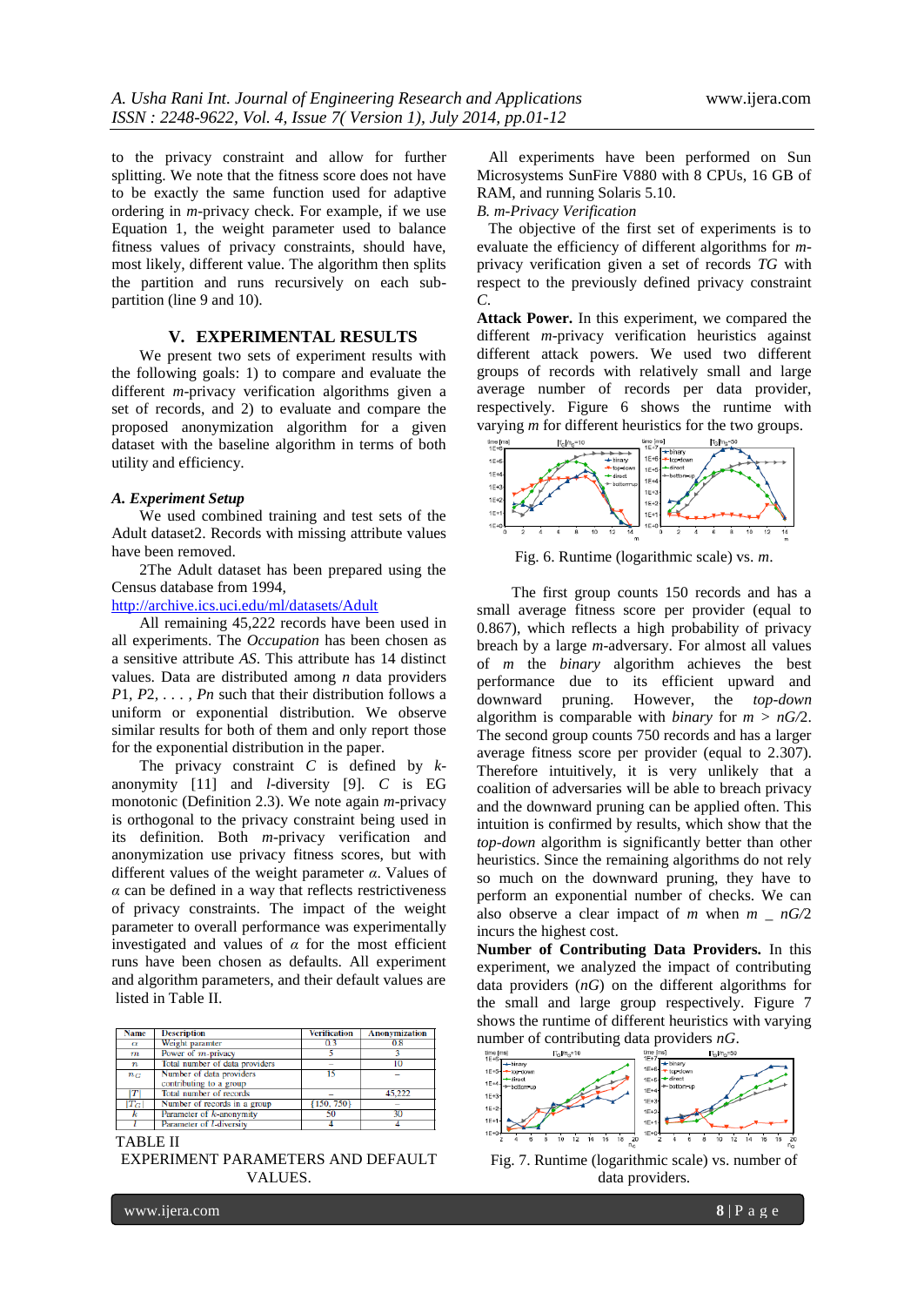to the privacy constraint and allow for further splitting. We note that the fitness score does not have to be exactly the same function used for adaptive ordering in $m$-privacy check. For example, if we use Equation 1, the weight parameter used to balance fitness values of privacy constraints, should have, most likely, different value. The algorithm then splits the partition and runs recursively on each sub-partition (line 9 and 10).

## V. EXPERIMENTAL RESULTS

We present two sets of experiment results with the following goals: 1) to compare and evaluate the different $m$-privacy verification algorithms given a set of records, and 2) to evaluate and compare the proposed anonymization algorithm for a given dataset with the baseline algorithm in terms of both utility and efficiency.

### *A. Experiment Setup*

We used combined training and test sets of the Adult dataset2. Records with missing attribute values have been removed.

2The Adult dataset has been prepared using the Census database from 1994, http://archive.ics.uci.edu/ml/datasets/Adult

All remaining 45,222 records have been used in all experiments. The *Occupation* has been chosen as a sensitive attribute *AS*. This attribute has 14 distinct values. Data are distributed among $n$ data providers $P1, P2, \ldots, Pn$ such that their distribution follows a uniform or exponential distribution. We observe similar results for both of them and only report those for the exponential distribution in the paper.

The privacy constraint $C$ is defined by $k$-anonymity [11] and $l$-diversity [9]. $C$ is EG monotonic (Definition 2.3). We note again $m$-privacy is orthogonal to the privacy constraint being used in its definition. Both $m$-privacy verification and anonymization use privacy fitness scores, but with different values of the weight parameter $\alpha$. Values of $\alpha$ can be defined in a way that reflects restrictiveness of privacy constraints. The impact of the weight parameter to overall performance was experimentally investigated and values of $\alpha$ for the most efficient runs have been chosen as defaults. All experiment and algorithm parameters, and their default values are listed in Table II.

| Name | Description | Verification | Anonymization |
|---|---|---|---|
| $\alpha$ | Weight paramter | 0.3 | 0.8 |
| $m$ | Power of $m$-privacy | 5 | 3 |
| $n$ | Total number of data providers | – | 10 |
| $n_G$ | Number of data providers contributing to a group | 15 | – |
| $\lvert T\rvert$ | Total number of records | – | 45,222 |
| $\lvert T_G\rvert$ | Number of records in a group | {150, 750} | – |
| $k$ | Parameter of $k$-anonymity | 50 | 30 |
| $l$ | Parameter of $l$-diversity | 4 | 4 |

TABLE II
EXPERIMENT PARAMETERS AND DEFAULT VALUES.

All experiments have been performed on Sun Microsystems SunFire V880 with 8 CPUs, 16 GB of RAM, and running Solaris 5.10.

### *B. m-Privacy Verification*

The objective of the first set of experiments is to evaluate the efficiency of different algorithms for $m$-privacy verification given a set of records $TG$ with respect to the previously defined privacy constraint $C$.

**Attack Power.** In this experiment, we compared the different $m$-privacy verification heuristics against different attack powers. We used two different groups of records with relatively small and large average number of records per data provider, respectively. Figure 6 shows the runtime with varying $m$ for different heuristics for the two groups.

Fig. 6. Runtime (logarithmic scale) vs. $m$.

The first group counts 150 records and has a small average fitness score per provider (equal to 0.867), which reflects a high probability of privacy breach by a large $m$-adversary. For almost all values of $m$ the *binary* algorithm achieves the best performance due to its efficient upward and downward pruning. However, the *top-down* algorithm is comparable with *binary* for $m > nG/2$. The second group counts 750 records and has a larger average fitness score per provider (equal to 2.307). Therefore intuitively, it is very unlikely that a coalition of adversaries will be able to breach privacy and the downward pruning can be applied often. This intuition is confirmed by results, which show that the *top-down* algorithm is significantly better than other heuristics. Since the remaining algorithms do not rely so much on the downward pruning, they have to perform an exponential number of checks. We can also observe a clear impact of $m$ when $m$ _ $nG/2$ incurs the highest cost.

**Number of Contributing Data Providers.** In this experiment, we analyzed the impact of contributing data providers ($nG$) on the different algorithms for the small and large group respectively. Figure 7 shows the runtime of different heuristics with varying number of contributing data providers $nG$.

Fig. 7. Runtime (logarithmic scale) vs. number of data providers.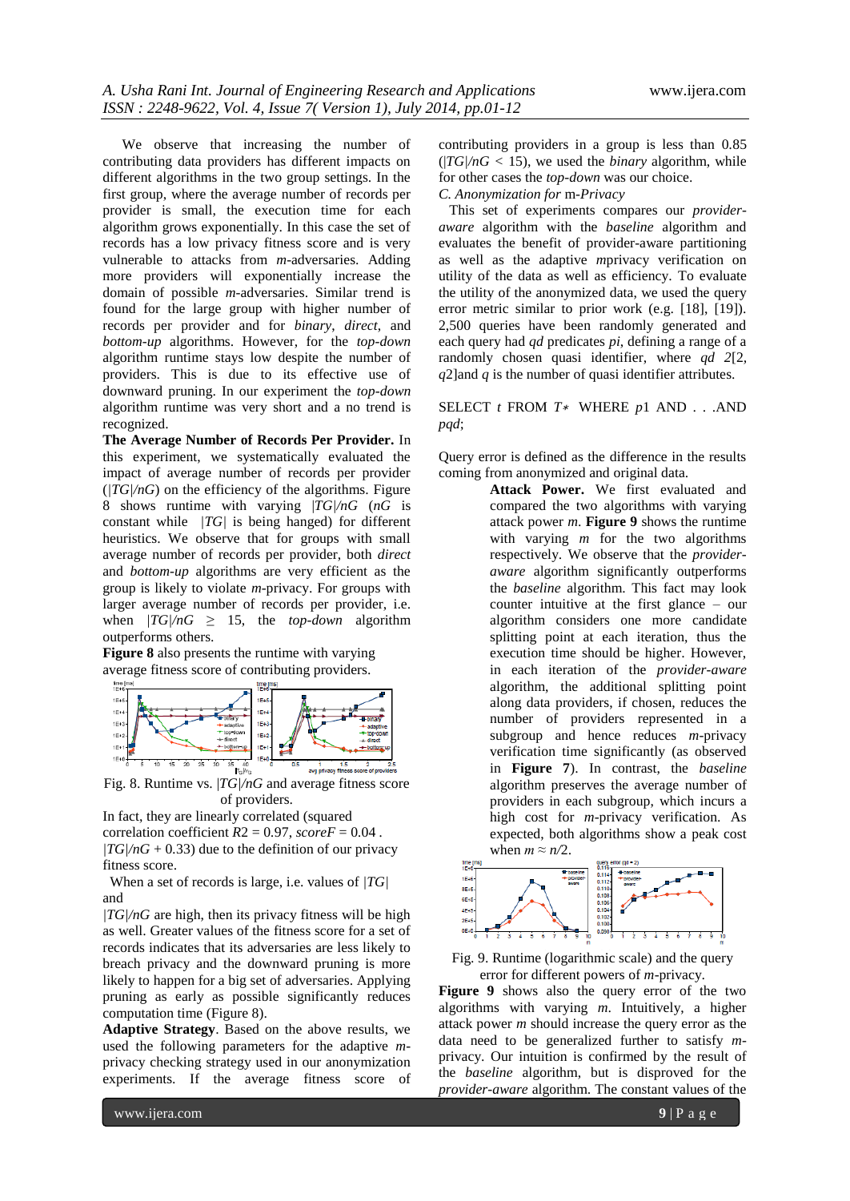We observe that increasing the number of contributing data providers has different impacts on different algorithms in the two group settings. In the first group, where the average number of records per provider is small, the execution time for each algorithm grows exponentially. In this case the set of records has a low privacy fitness score and is very vulnerable to attacks from $m$-adversaries. Adding more providers will exponentially increase the domain of possible $m$-adversaries. Similar trend is found for the large group with higher number of records per provider and for *binary*, *direct*, and *bottom-up* algorithms. However, for the *top-down* algorithm runtime stays low despite the number of providers. This is due to its effective use of downward pruning. In our experiment the *top-down* algorithm runtime was very short and a no trend is recognized.

**The Average Number of Records Per Provider.** In this experiment, we systematically evaluated the impact of average number of records per provider ($|TG|/nG$) on the efficiency of the algorithms. Figure 8 shows runtime with varying $|TG|/nG$ ($nG$ is constant while $|TG|$ is being hanged) for different heuristics. We observe that for groups with small average number of records per provider, both *direct* and *bottom-up* algorithms are very efficient as the group is likely to violate $m$-privacy. For groups with larger average number of records per provider, i.e. when $|TG|/nG \geq 15$, the *top-down* algorithm outperforms others.

**Figure 8** also presents the runtime with varying average fitness score of contributing providers.

Fig. 8. Runtime vs. $|TG|/nG$ and average fitness score of providers.

In fact, they are linearly correlated (squared correlation coefficient $R2 = 0.97$, $scoreF = 0.04$ . $|TG|/nG + 0.33$) due to the definition of our privacy fitness score.

When a set of records is large, i.e. values of $|TG|$ and $|TG|/nG$ are high, then its privacy fitness will be high as well. Greater values of the fitness score for a set of records indicates that its adversaries are less likely to breach privacy and the downward pruning is more likely to happen for a big set of adversaries. Applying pruning as early as possible significantly reduces computation time (Figure 8).

**Adaptive Strategy**. Based on the above results, we used the following parameters for the adaptive $m$-privacy checking strategy used in our anonymization experiments. If the average fitness score of contributing providers in a group is less than 0.85 ($|TG|/nG < 15$), we used the *binary* algorithm, while for other cases the *top-down* was our choice.

*C. Anonymization for* m*-Privacy*

This set of experiments compares our *provider-aware* algorithm with the *baseline* algorithm and evaluates the benefit of provider-aware partitioning as well as the adaptive *m*privacy verification on utility of the data as well as efficiency. To evaluate the utility of the anonymized data, we used the query error metric similar to prior work (e.g. [18], [19]). 2,500 queries have been randomly generated and each query had $qd$ predicates $pi$, defining a range of a randomly chosen quasi identifier, where $qd$ 2[2, $q$2]and $q$ is the number of quasi identifier attributes.

SELECT $t$ FROM $T*$ WHERE $p1$ AND . . .AND $pqd$;

Query error is defined as the difference in the results coming from anonymized and original data.

**Attack Power.** We first evaluated and compared the two algorithms with varying attack power $m$. **Figure 9** shows the runtime with varying $m$ for the two algorithms respectively. We observe that the *provider-aware* algorithm significantly outperforms the *baseline* algorithm. This fact may look counter intuitive at the first glance – our algorithm considers one more candidate splitting point at each iteration, thus the execution time should be higher. However, in each iteration of the *provider-aware* algorithm, the additional splitting point along data providers, if chosen, reduces the number of providers represented in a subgroup and hence reduces $m$-privacy verification time significantly (as observed in **Figure 7**). In contrast, the *baseline* algorithm preserves the average number of providers in each subgroup, which incurs a high cost for $m$-privacy verification. As expected, both algorithms show a peak cost when $m \approx n/2$.

Fig. 9. Runtime (logarithmic scale) and the query error for different powers of $m$-privacy.

**Figure 9** shows also the query error of the two algorithms with varying $m$. Intuitively, a higher attack power $m$ should increase the query error as the data need to be generalized further to satisfy $m$-privacy. Our intuition is confirmed by the result of the *baseline* algorithm, but is disproved for the *provider-aware* algorithm. The constant values of the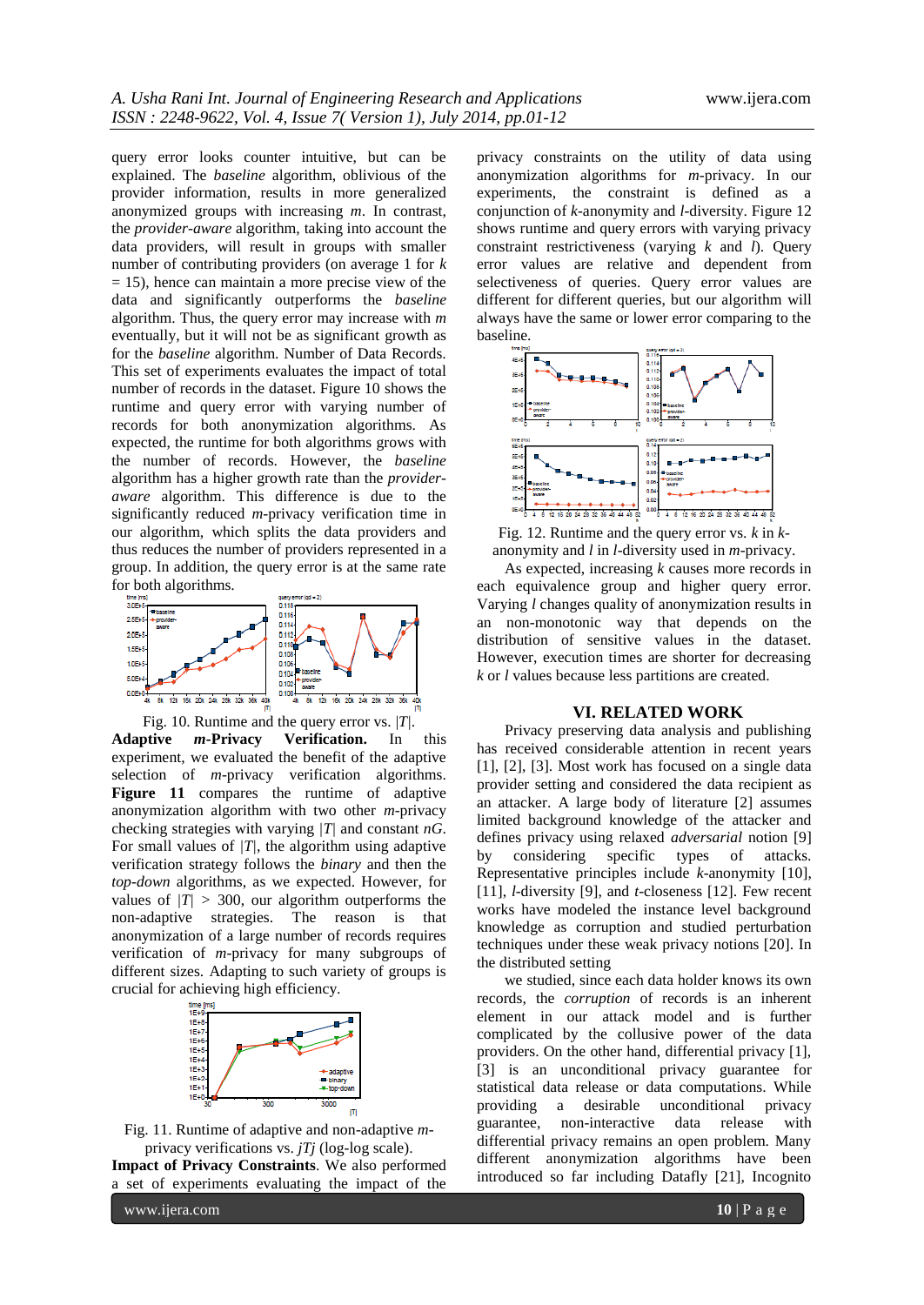query error looks counter intuitive, but can be explained. The *baseline* algorithm, oblivious of the provider information, results in more generalized anonymized groups with increasing $m$. In contrast, the *provider-aware* algorithm, taking into account the data providers, will result in groups with smaller number of contributing providers (on average 1 for $k = 15$), hence can maintain a more precise view of the data and significantly outperforms the *baseline* algorithm. Thus, the query error may increase with $m$ eventually, but it will not be as significant growth as for the *baseline* algorithm. Number of Data Records. This set of experiments evaluates the impact of total number of records in the dataset. Figure 10 shows the runtime and query error with varying number of records for both anonymization algorithms. As expected, the runtime for both algorithms grows with the number of records. However, the *baseline* algorithm has a higher growth rate than the *provider-aware* algorithm. This difference is due to the significantly reduced $m$-privacy verification time in our algorithm, which splits the data providers and thus reduces the number of providers represented in a group. In addition, the query error is at the same rate for both algorithms.

Fig. 10. Runtime and the query error vs. $|T|$.

**Adaptive *m*-Privacy Verification.** In this experiment, we evaluated the benefit of the adaptive selection of $m$-privacy verification algorithms. **Figure 11** compares the runtime of adaptive anonymization algorithm with two other $m$-privacy checking strategies with varying $|T|$ and constant $nG$. For small values of $|T|$, the algorithm using adaptive verification strategy follows the *binary* and then the *top-down* algorithms, as we expected. However, for values of $|T| > 300$, our algorithm outperforms the non-adaptive strategies. The reason is that anonymization of a large number of records requires verification of $m$-privacy for many subgroups of different sizes. Adapting to such variety of groups is crucial for achieving high efficiency.

Fig. 11. Runtime of adaptive and non-adaptive $m$-privacy verifications vs. $jTj$ (log-log scale).

**Impact of Privacy Constraints**. We also performed a set of experiments evaluating the impact of the privacy constraints on the utility of data using anonymization algorithms for $m$-privacy. In our experiments, the constraint is defined as a conjunction of $k$-anonymity and $l$-diversity. Figure 12 shows runtime and query errors with varying privacy constraint restrictiveness (varying $k$ and $l$). Query error values are relative and dependent from selectiveness of queries. Query error values are different for different queries, but our algorithm will always have the same or lower error comparing to the baseline.

Fig. 12. Runtime and the query error vs. $k$ in $k$-anonymity and $l$ in $l$-diversity used in $m$-privacy.

As expected, increasing $k$ causes more records in each equivalence group and higher query error. Varying $l$ changes quality of anonymization results in an non-monotonic way that depends on the distribution of sensitive values in the dataset. However, execution times are shorter for decreasing $k$ or $l$ values because less partitions are created.

## VI. RELATED WORK

Privacy preserving data analysis and publishing has received considerable attention in recent years [1], [2], [3]. Most work has focused on a single data provider setting and considered the data recipient as an attacker. A large body of literature [2] assumes limited background knowledge of the attacker and defines privacy using relaxed *adversarial* notion [9] by considering specific types of attacks. Representative principles include $k$-anonymity [10], [11], $l$-diversity [9], and $t$-closeness [12]. Few recent works have modeled the instance level background knowledge as corruption and studied perturbation techniques under these weak privacy notions [20]. In the distributed setting

we studied, since each data holder knows its own records, the *corruption* of records is an inherent element in our attack model and is further complicated by the collusive power of the data providers. On the other hand, differential privacy [1], [3] is an unconditional privacy guarantee for statistical data release or data computations. While providing a desirable unconditional privacy guarantee, non-interactive data release with differential privacy remains an open problem. Many different anonymization algorithms have been introduced so far including Datafly [21], Incognito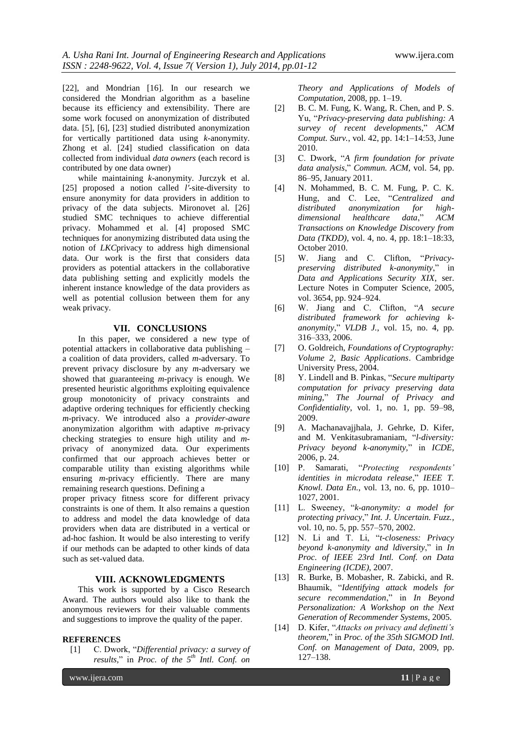[22], and Mondrian [16]. In our research we considered the Mondrian algorithm as a baseline because its efficiency and extensibility. There are some work focused on anonymization of distributed data. [5], [6], [23] studied distributed anonymization for vertically partitioned data using *k*-anonymity. Zhong et al. [24] studied classification on data collected from individual *data owners* (each record is contributed by one data owner)

while maintaining *k*-anonymity. Jurczyk et al. [25] proposed a notion called *l'*-site-diversity to ensure anonymity for data providers in addition to privacy of the data subjects. Mironovet al. [26] studied SMC techniques to achieve differential privacy. Mohammed et al. [4] proposed SMC techniques for anonymizing distributed data using the notion of *LKC*privacy to address high dimensional data. Our work is the first that considers data providers as potential attackers in the collaborative data publishing setting and explicitly models the inherent instance knowledge of the data providers as well as potential collusion between them for any weak privacy.

## VII. CONCLUSIONS

In this paper, we considered a new type of potential attackers in collaborative data publishing – a coalition of data providers, called *m*-adversary. To prevent privacy disclosure by any *m*-adversary we showed that guaranteeing *m*-privacy is enough. We presented heuristic algorithms exploiting equivalence group monotonicity of privacy constraints and adaptive ordering techniques for efficiently checking *m*-privacy. We introduced also a *provider-aware* anonymization algorithm with adaptive *m*-privacy checking strategies to ensure high utility and *m*-privacy of anonymized data. Our experiments confirmed that our approach achieves better or comparable utility than existing algorithms while ensuring *m*-privacy efficiently. There are many remaining research questions. Defining a proper privacy fitness score for different privacy constraints is one of them. It also remains a question to address and model the data knowledge of data providers when data are distributed in a vertical or ad-hoc fashion. It would be also interesting to verify if our methods can be adapted to other kinds of data such as set-valued data.

## VIII. ACKNOWLEDGMENTS

This work is supported by a Cisco Research Award. The authors would also like to thank the anonymous reviewers for their valuable comments and suggestions to improve the quality of the paper.

## REFERENCES

[1] C. Dwork, "*Differential privacy: a survey of results*," in *Proc. of the 5th Intl. Conf. on Theory and Applications of Models of Computation*, 2008, pp. 1–19.

[2] B. C. M. Fung, K. Wang, R. Chen, and P. S. Yu, "*Privacy-preserving data publishing: A survey of recent developments*," *ACM Comput. Surv.*, vol. 42, pp. 14:1–14:53, June 2010.

[3] C. Dwork, "*A firm foundation for private data analysis*," *Commun. ACM*, vol. 54, pp. 86–95, January 2011.

[4] N. Mohammed, B. C. M. Fung, P. C. K. Hung, and C. Lee, "*Centralized and distributed anonymization for high-dimensional healthcare data*," *ACM Transactions on Knowledge Discovery from Data (TKDD)*, vol. 4, no. 4, pp. 18:1–18:33, October 2010.

[5] W. Jiang and C. Clifton, "*Privacy-preserving distributed k-anonymity*," in *Data and Applications Security XIX*, ser. Lecture Notes in Computer Science, 2005, vol. 3654, pp. 924–924.

[6] W. Jiang and C. Clifton, "*A secure distributed framework for achieving k-anonymity*," *VLDB J.*, vol. 15, no. 4, pp. 316–333, 2006.

[7] O. Goldreich, *Foundations of Cryptography: Volume 2, Basic Applications*. Cambridge University Press, 2004.

[8] Y. Lindell and B. Pinkas, "*Secure multiparty computation for privacy preserving data mining*," *The Journal of Privacy and Confidentiality*, vol. 1, no. 1, pp. 59–98, 2009.

[9] A. Machanavajjhala, J. Gehrke, D. Kifer, and M. Venkitasubramaniam, "*l-diversity: Privacy beyond k-anonymity*," in *ICDE*, 2006, p. 24.

[10] P. Samarati, "*Protecting respondents' identities in microdata release*," *IEEE T. Knowl. Data En.*, vol. 13, no. 6, pp. 1010–1027, 2001.

[11] L. Sweeney, "*k-anonymity: a model for protecting privacy*," *Int. J. Uncertain. Fuzz.*, vol. 10, no. 5, pp. 557–570, 2002.

[12] N. Li and T. Li, "*t-closeness: Privacy beyond k-anonymity and ldiversity*," in *In Proc. of IEEE 23rd Intl. Conf. on Data Engineering (ICDE)*, 2007.

[13] R. Burke, B. Mobasher, R. Zabicki, and R. Bhaumik, "*Identifying attack models for secure recommendation*," in *In Beyond Personalization: A Workshop on the Next Generation of Recommender Systems*, 2005.

[14] D. Kifer, "*Attacks on privacy and definetti's theorem*," in *Proc. of the 35th SIGMOD Intl. Conf. on Management of Data*, 2009, pp. 127–138.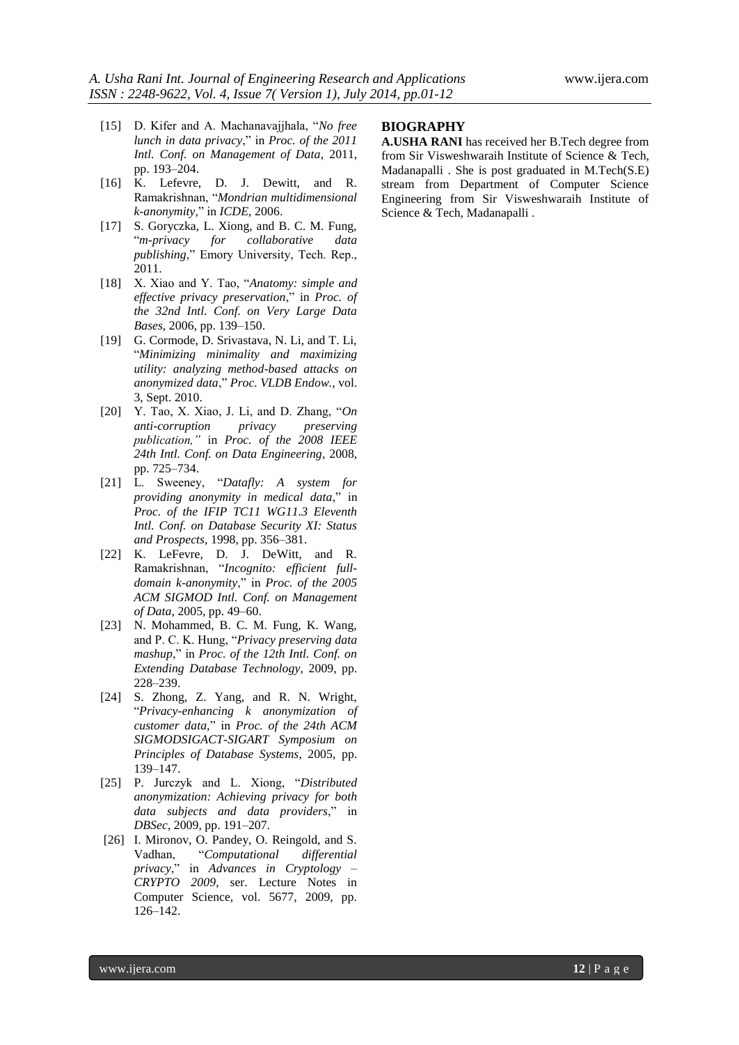[15] D. Kifer and A. Machanavajjhala, "*No free lunch in data privacy*," in *Proc. of the 2011 Intl. Conf. on Management of Data*, 2011, pp. 193–204.

[16] K. Lefevre, D. J. Dewitt, and R. Ramakrishnan, "*Mondrian multidimensional k-anonymity*," in *ICDE*, 2006.

[17] S. Goryczka, L. Xiong, and B. C. M. Fung, "*m-privacy for collaborative data publishing*," Emory University, Tech. Rep., 2011.

[18] X. Xiao and Y. Tao, "*Anatomy: simple and effective privacy preservation*," in *Proc. of the 32nd Intl. Conf. on Very Large Data Bases*, 2006, pp. 139–150.

[19] G. Cormode, D. Srivastava, N. Li, and T. Li, "*Minimizing minimality and maximizing utility: analyzing method-based attacks on anonymized data*," *Proc. VLDB Endow.*, vol. 3, Sept. 2010.

[20] Y. Tao, X. Xiao, J. Li, and D. Zhang, "*On anti-corruption privacy preserving publication,*" in *Proc. of the 2008 IEEE 24th Intl. Conf. on Data Engineering*, 2008, pp. 725–734.

[21] L. Sweeney, "*Datafly: A system for providing anonymity in medical data*," in *Proc. of the IFIP TC11 WG11.3 Eleventh Intl. Conf. on Database Security XI: Status and Prospects*, 1998, pp. 356–381.

[22] K. LeFevre, D. J. DeWitt, and R. Ramakrishnan, "*Incognito: efficient full-domain k-anonymity*," in *Proc. of the 2005 ACM SIGMOD Intl. Conf. on Management of Data*, 2005, pp. 49–60.

[23] N. Mohammed, B. C. M. Fung, K. Wang, and P. C. K. Hung, "*Privacy preserving data mashup*," in *Proc. of the 12th Intl. Conf. on Extending Database Technology*, 2009, pp. 228–239.

[24] S. Zhong, Z. Yang, and R. N. Wright, "*Privacy-enhancing k anonymization of customer data*," in *Proc. of the 24th ACM SIGMODSIGACT-SIGART Symposium on Principles of Database Systems*, 2005, pp. 139–147.

[25] P. Jurczyk and L. Xiong, "*Distributed anonymization: Achieving privacy for both data subjects and data providers*," in *DBSec*, 2009, pp. 191–207.

[26] I. Mironov, O. Pandey, O. Reingold, and S. Vadhan, "*Computational differential privacy*," in *Advances in Cryptology – CRYPTO 2009*, ser. Lecture Notes in Computer Science, vol. 5677, 2009, pp. 126–142.

## BIOGRAPHY

**A.USHA RANI** has received her B.Tech degree from from Sir Visweshwaraih Institute of Science & Tech, Madanapalli . She is post graduated in M.Tech(S.E) stream from Department of Computer Science Engineering from Sir Visweshwaraih Institute of Science & Tech, Madanapalli .